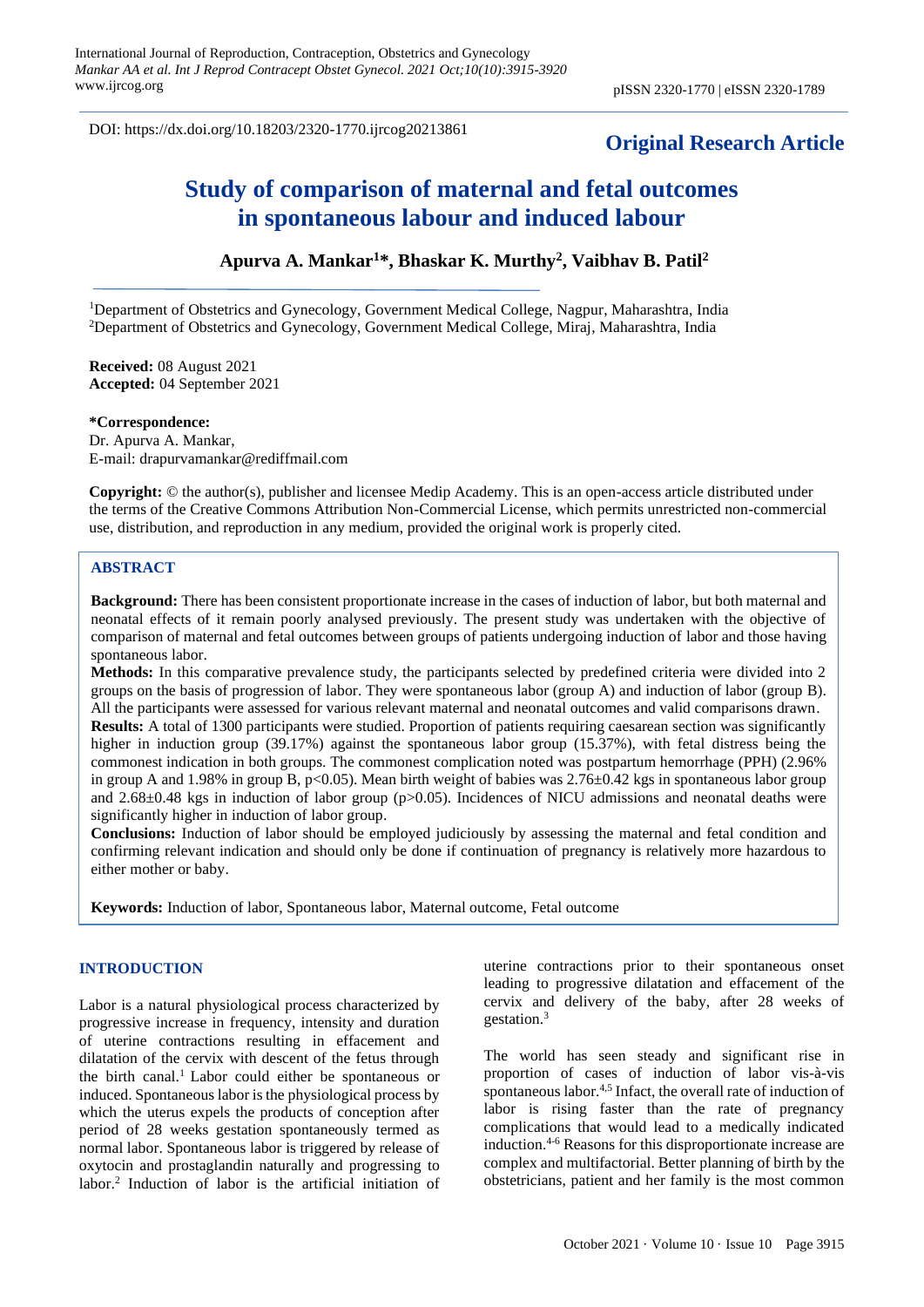DOI: https://dx.doi.org/10.18203/2320-1770.ijrcog20213861

**Original Research Article**

# Study of comparison of maternal and fetal outcomes in spontaneous labour and induced labour

**Apurva A. Mankar[1]*, Bhaskar K. Murthy[2], Vaibhav B. Patil[2]**

[1]Department of Obstetrics and Gynecology, Government Medical College, Nagpur, Maharashtra, India
[2]Department of Obstetrics and Gynecology, Government Medical College, Miraj, Maharashtra, India

**Received:** 08 August 2021
**Accepted:** 04 September 2021

**\*Correspondence:**
Dr. Apurva A. Mankar,
E-mail: drapurvamankar@rediffmail.com

**Copyright:** © the author(s), publisher and licensee Medip Academy. This is an open-access article distributed under the terms of the Creative Commons Attribution Non-Commercial License, which permits unrestricted non-commercial use, distribution, and reproduction in any medium, provided the original work is properly cited.

## ABSTRACT

**Background:** There has been consistent proportionate increase in the cases of induction of labor, but both maternal and neonatal effects of it remain poorly analysed previously. The present study was undertaken with the objective of comparison of maternal and fetal outcomes between groups of patients undergoing induction of labor and those having spontaneous labor.

**Methods:** In this comparative prevalence study, the participants selected by predefined criteria were divided into 2 groups on the basis of progression of labor. They were spontaneous labor (group A) and induction of labor (group B). All the participants were assessed for various relevant maternal and neonatal outcomes and valid comparisons drawn.

**Results:** A total of 1300 participants were studied. Proportion of patients requiring caesarean section was significantly higher in induction group (39.17%) against the spontaneous labor group (15.37%), with fetal distress being the commonest indication in both groups. The commonest complication noted was postpartum hemorrhage (PPH) (2.96% in group A and 1.98% in group B, $p<0.05$). Mean birth weight of babies was 2.76±0.42 kgs in spontaneous labor group and 2.68±0.48 kgs in induction of labor group ($p>0.05$). Incidences of NICU admissions and neonatal deaths were significantly higher in induction of labor group.

**Conclusions:** Induction of labor should be employed judiciously by assessing the maternal and fetal condition and confirming relevant indication and should only be done if continuation of pregnancy is relatively more hazardous to either mother or baby.

**Keywords:** Induction of labor, Spontaneous labor, Maternal outcome, Fetal outcome

## INTRODUCTION

Labor is a natural physiological process characterized by progressive increase in frequency, intensity and duration of uterine contractions resulting in effacement and dilatation of the cervix with descent of the fetus through the birth canal.[1] Labor could either be spontaneous or induced. Spontaneous labor is the physiological process by which the uterus expels the products of conception after period of 28 weeks gestation spontaneously termed as normal labor. Spontaneous labor is triggered by release of oxytocin and prostaglandin naturally and progressing to labor.[2] Induction of labor is the artificial initiation of uterine contractions prior to their spontaneous onset leading to progressive dilatation and effacement of the cervix and delivery of the baby, after 28 weeks of gestation.[3]

The world has seen steady and significant rise in proportion of cases of induction of labor vis-à-vis spontaneous labor.[4,5] Infact, the overall rate of induction of labor is rising faster than the rate of pregnancy complications that would lead to a medically indicated induction.[4-6] Reasons for this disproportionate increase are complex and multifactorial. Better planning of birth by the obstetricians, patient and her family is the most common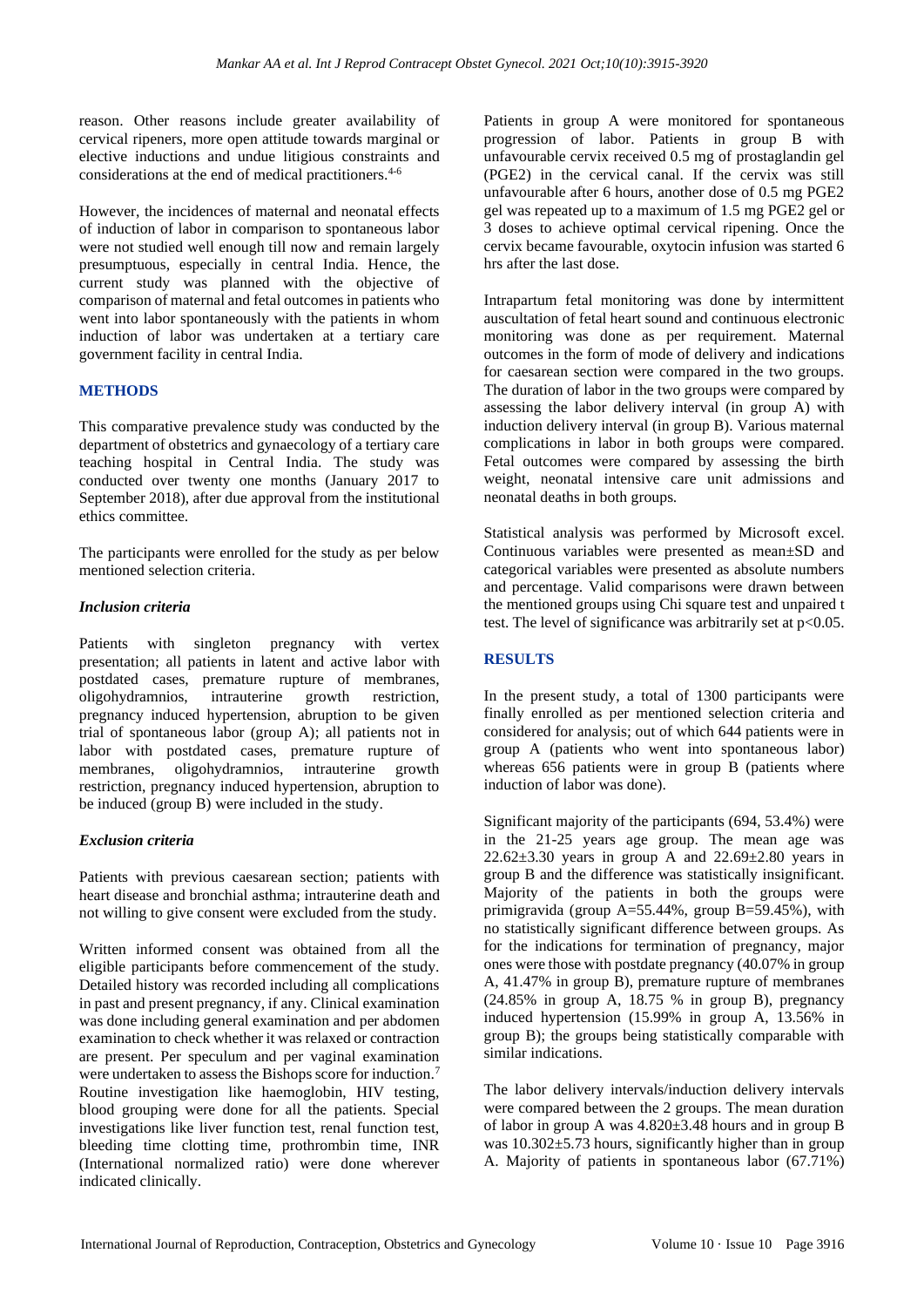reason. Other reasons include greater availability of cervical ripeners, more open attitude towards marginal or elective inductions and undue litigious constraints and considerations at the end of medical practitioners.[4-6]

However, the incidences of maternal and neonatal effects of induction of labor in comparison to spontaneous labor were not studied well enough till now and remain largely presumptuous, especially in central India. Hence, the current study was planned with the objective of comparison of maternal and fetal outcomes in patients who went into labor spontaneously with the patients in whom induction of labor was undertaken at a tertiary care government facility in central India.

## METHODS

This comparative prevalence study was conducted by the department of obstetrics and gynaecology of a tertiary care teaching hospital in Central India. The study was conducted over twenty one months (January 2017 to September 2018), after due approval from the institutional ethics committee.

The participants were enrolled for the study as per below mentioned selection criteria.

### *Inclusion criteria*

Patients with singleton pregnancy with vertex presentation; all patients in latent and active labor with postdated cases, premature rupture of membranes, oligohydramnios, intrauterine growth restriction, pregnancy induced hypertension, abruption to be given trial of spontaneous labor (group A); all patients not in labor with postdated cases, premature rupture of membranes, oligohydramnios, intrauterine growth restriction, pregnancy induced hypertension, abruption to be induced (group B) were included in the study.

### *Exclusion criteria*

Patients with previous caesarean section; patients with heart disease and bronchial asthma; intrauterine death and not willing to give consent were excluded from the study.

Written informed consent was obtained from all the eligible participants before commencement of the study. Detailed history was recorded including all complications in past and present pregnancy, if any. Clinical examination was done including general examination and per abdomen examination to check whether it was relaxed or contraction are present. Per speculum and per vaginal examination were undertaken to assess the Bishops score for induction.[7] Routine investigation like haemoglobin, HIV testing, blood grouping were done for all the patients. Special investigations like liver function test, renal function test, bleeding time clotting time, prothrombin time, INR (International normalized ratio) were done wherever indicated clinically.

Patients in group A were monitored for spontaneous progression of labor. Patients in group B with unfavourable cervix received 0.5 mg of prostaglandin gel (PGE2) in the cervical canal. If the cervix was still unfavourable after 6 hours, another dose of 0.5 mg PGE2 gel was repeated up to a maximum of 1.5 mg PGE2 gel or 3 doses to achieve optimal cervical ripening. Once the cervix became favourable, oxytocin infusion was started 6 hrs after the last dose.

Intrapartum fetal monitoring was done by intermittent auscultation of fetal heart sound and continuous electronic monitoring was done as per requirement. Maternal outcomes in the form of mode of delivery and indications for caesarean section were compared in the two groups. The duration of labor in the two groups were compared by assessing the labor delivery interval (in group A) with induction delivery interval (in group B). Various maternal complications in labor in both groups were compared. Fetal outcomes were compared by assessing the birth weight, neonatal intensive care unit admissions and neonatal deaths in both groups.

Statistical analysis was performed by Microsoft excel. Continuous variables were presented as mean±SD and categorical variables were presented as absolute numbers and percentage. Valid comparisons were drawn between the mentioned groups using Chi square test and unpaired t test. The level of significance was arbitrarily set at $p<0.05$.

## RESULTS

In the present study, a total of 1300 participants were finally enrolled as per mentioned selection criteria and considered for analysis; out of which 644 patients were in group A (patients who went into spontaneous labor) whereas 656 patients were in group B (patients where induction of labor was done).

Significant majority of the participants (694, 53.4%) were in the 21-25 years age group. The mean age was 22.62±3.30 years in group A and 22.69±2.80 years in group B and the difference was statistically insignificant. Majority of the patients in both the groups were primigravida (group A=55.44%, group B=59.45%), with no statistically significant difference between groups. As for the indications for termination of pregnancy, major ones were those with postdate pregnancy (40.07% in group A, 41.47% in group B), premature rupture of membranes (24.85% in group A, 18.75 % in group B), pregnancy induced hypertension (15.99% in group A, 13.56% in group B); the groups being statistically comparable with similar indications.

The labor delivery intervals/induction delivery intervals were compared between the 2 groups. The mean duration of labor in group A was 4.820±3.48 hours and in group B was 10.302±5.73 hours, significantly higher than in group A. Majority of patients in spontaneous labor (67.71%)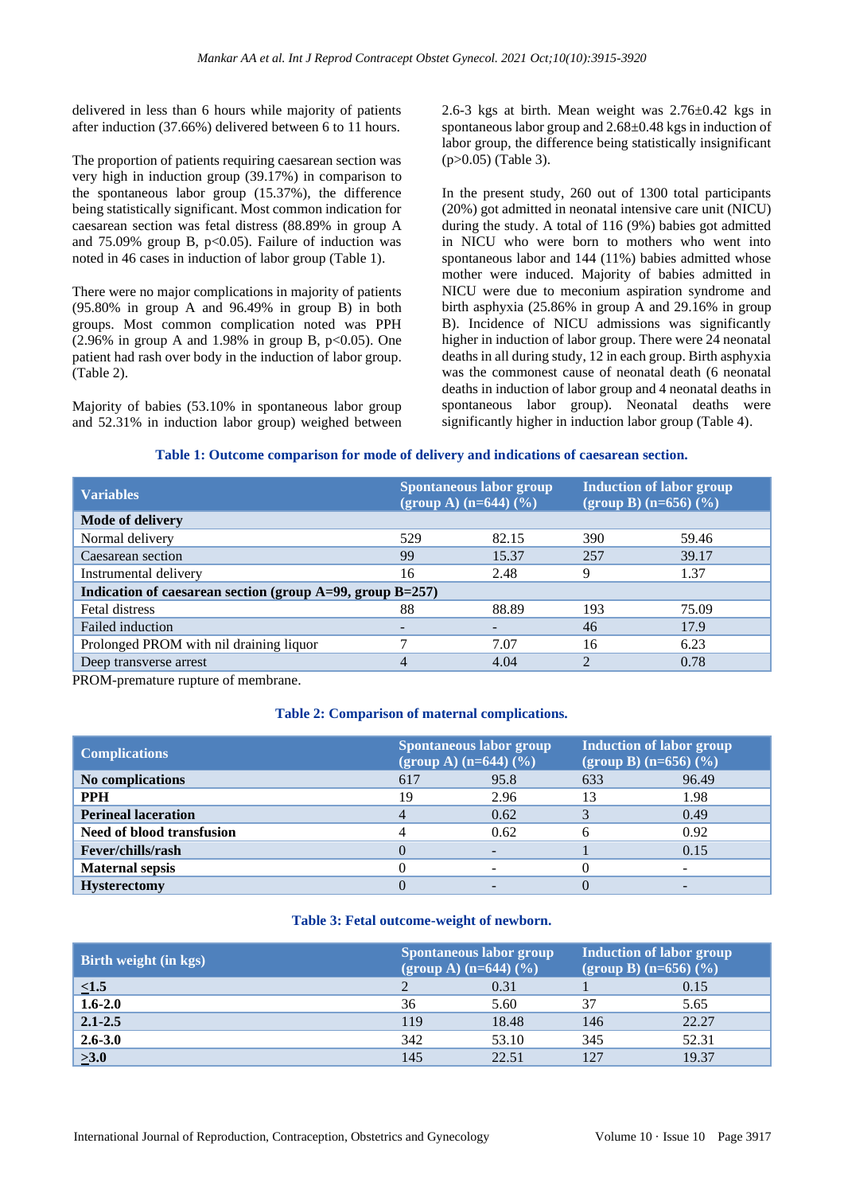delivered in less than 6 hours while majority of patients after induction (37.66%) delivered between 6 to 11 hours.

The proportion of patients requiring caesarean section was very high in induction group (39.17%) in comparison to the spontaneous labor group (15.37%), the difference being statistically significant. Most common indication for caesarean section was fetal distress (88.89% in group A and 75.09% group B, $p<0.05$). Failure of induction was noted in 46 cases in induction of labor group (Table 1).

There were no major complications in majority of patients (95.80% in group A and 96.49% in group B) in both groups. Most common complication noted was PPH (2.96% in group A and 1.98% in group B, $p<0.05$). One patient had rash over body in the induction of labor group. (Table 2).

Majority of babies (53.10% in spontaneous labor group and 52.31% in induction labor group) weighed between 2.6-3 kgs at birth. Mean weight was 2.76±0.42 kgs in spontaneous labor group and 2.68±0.48 kgs in induction of labor group, the difference being statistically insignificant ($p>0.05$) (Table 3).

In the present study, 260 out of 1300 total participants (20%) got admitted in neonatal intensive care unit (NICU) during the study. A total of 116 (9%) babies got admitted in NICU who were born to mothers who went into spontaneous labor and 144 (11%) babies admitted whose mother were induced. Majority of babies admitted in NICU were due to meconium aspiration syndrome and birth asphyxia (25.86% in group A and 29.16% in group B). Incidence of NICU admissions was significantly higher in induction of labor group. There were 24 neonatal deaths in all during study, 12 in each group. Birth asphyxia was the commonest cause of neonatal death (6 neonatal deaths in induction of labor group and 4 neonatal deaths in spontaneous labor group). Neonatal deaths were significantly higher in induction labor group (Table 4).

**Table 1: Outcome comparison for mode of delivery and indications of caesarean section.**

| Variables | Spontaneous labor group (group A) (n=644) (%) | | Induction of labor group (group B) (n=656) (%) | |
|---|---|---|---|---|
| **Mode of delivery** | | | | |
| Normal delivery | 529 | 82.15 | 390 | 59.46 |
| Caesarean section | 99 | 15.37 | 257 | 39.17 |
| Instrumental delivery | 16 | 2.48 | 9 | 1.37 |
| **Indication of caesarean section (group A=99, group B=257)** | | | | |
| Fetal distress | 88 | 88.89 | 193 | 75.09 |
| Failed induction | - | - | 46 | 17.9 |
| Prolonged PROM with nil draining liquor | 7 | 7.07 | 16 | 6.23 |
| Deep transverse arrest | 4 | 4.04 | 2 | 0.78 |

PROM-premature rupture of membrane.

**Table 2: Comparison of maternal complications.**

| Complications | Spontaneous labor group (group A) (n=644) (%) | | Induction of labor group (group B) (n=656) (%) | |
|---|---|---|---|---|
| **No complications** | 617 | 95.8 | 633 | 96.49 |
| **PPH** | 19 | 2.96 | 13 | 1.98 |
| **Perineal laceration** | 4 | 0.62 | 3 | 0.49 |
| **Need of blood transfusion** | 4 | 0.62 | 6 | 0.92 |
| **Fever/chills/rash** | 0 | - | 1 | 0.15 |
| **Maternal sepsis** | 0 | - | 0 | - |
| **Hysterectomy** | 0 | - | 0 | - |

**Table 3: Fetal outcome-weight of newborn.**

| Birth weight (in kgs) | Spontaneous labor group (group A) (n=644) (%) | | Induction of labor group (group B) (n=656) (%) | |
|---|---|---|---|---|
| **≤1.5** | 2 | 0.31 | 1 | 0.15 |
| **1.6-2.0** | 36 | 5.60 | 37 | 5.65 |
| **2.1-2.5** | 119 | 18.48 | 146 | 22.27 |
| **2.6-3.0** | 342 | 53.10 | 345 | 52.31 |
| **≥3.0** | 145 | 22.51 | 127 | 19.37 |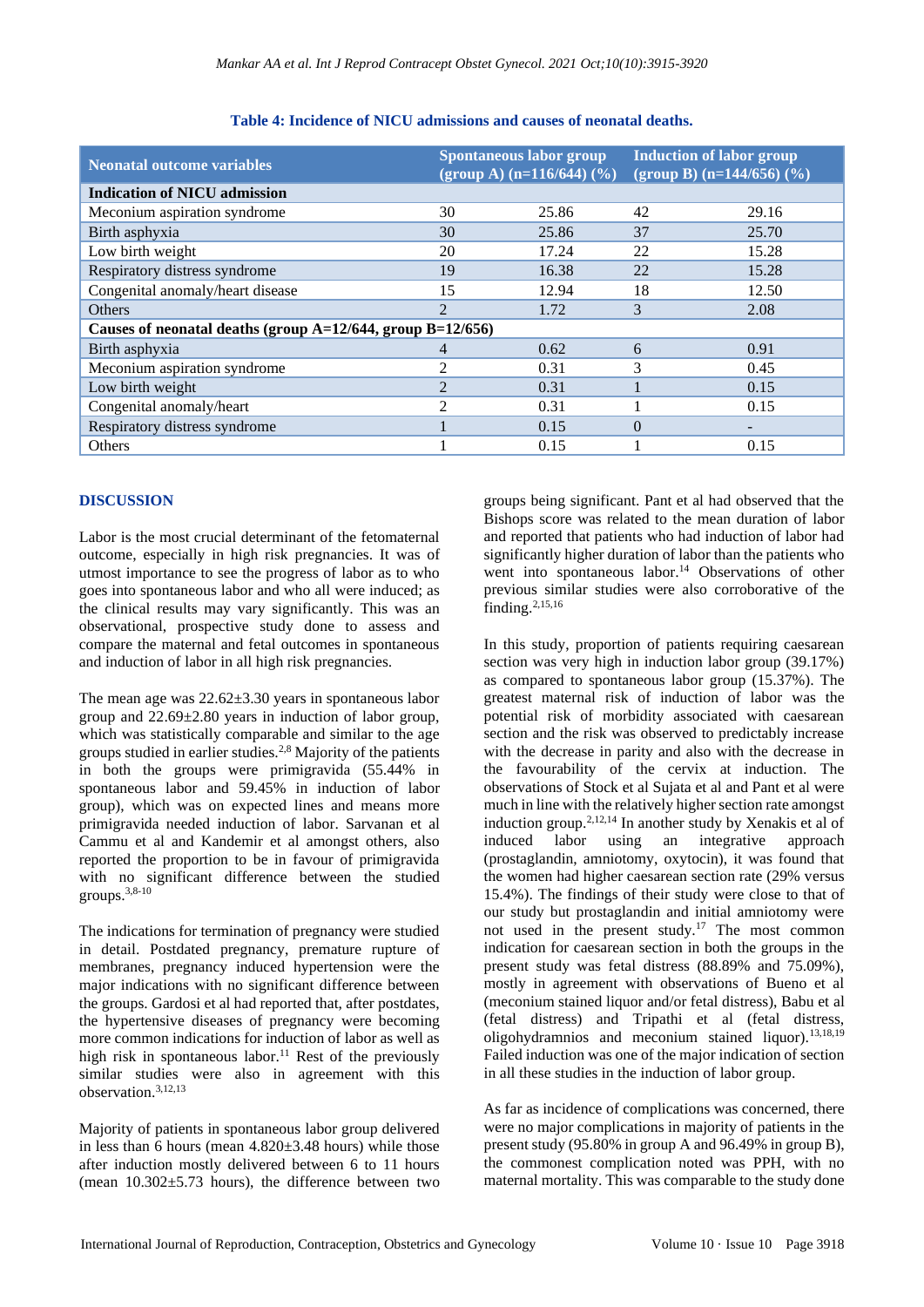**Table 4: Incidence of NICU admissions and causes of neonatal deaths.**

| Neonatal outcome variables | Spontaneous labor group (group A) (n=116/644) (%) | | Induction of labor group (group B) (n=144/656) (%) | |
|---|---|---|---|---|
| **Indication of NICU admission** | | | | |
| Meconium aspiration syndrome | 30 | 25.86 | 42 | 29.16 |
| Birth asphyxia | 30 | 25.86 | 37 | 25.70 |
| Low birth weight | 20 | 17.24 | 22 | 15.28 |
| Respiratory distress syndrome | 19 | 16.38 | 22 | 15.28 |
| Congenital anomaly/heart disease | 15 | 12.94 | 18 | 12.50 |
| Others | 2 | 1.72 | 3 | 2.08 |
| **Causes of neonatal deaths (group A=12/644, group B=12/656)** | | | | |
| Birth asphyxia | 4 | 0.62 | 6 | 0.91 |
| Meconium aspiration syndrome | 2 | 0.31 | 3 | 0.45 |
| Low birth weight | 2 | 0.31 | 1 | 0.15 |
| Congenital anomaly/heart | 2 | 0.31 | 1 | 0.15 |
| Respiratory distress syndrome | 1 | 0.15 | 0 | - |
| Others | 1 | 0.15 | 1 | 0.15 |

## DISCUSSION

Labor is the most crucial determinant of the fetomaternal outcome, especially in high risk pregnancies. It was of utmost importance to see the progress of labor as to who goes into spontaneous labor and who all were induced; as the clinical results may vary significantly. This was an observational, prospective study done to assess and compare the maternal and fetal outcomes in spontaneous and induction of labor in all high risk pregnancies.

The mean age was 22.62±3.30 years in spontaneous labor group and 22.69±2.80 years in induction of labor group, which was statistically comparable and similar to the age groups studied in earlier studies.[2,8] Majority of the patients in both the groups were primigravida (55.44% in spontaneous labor and 59.45% in induction of labor group), which was on expected lines and means more primigravida needed induction of labor. Sarvanan et al Cammu et al and Kandemir et al amongst others, also reported the proportion to be in favour of primigravida with no significant difference between the studied groups.[3,8-10]

The indications for termination of pregnancy were studied in detail. Postdated pregnancy, premature rupture of membranes, pregnancy induced hypertension were the major indications with no significant difference between the groups. Gardosi et al had reported that, after postdates, the hypertensive diseases of pregnancy were becoming more common indications for induction of labor as well as high risk in spontaneous labor.[11] Rest of the previously similar studies were also in agreement with this observation.[3,12,13]

Majority of patients in spontaneous labor group delivered in less than 6 hours (mean 4.820±3.48 hours) while those after induction mostly delivered between 6 to 11 hours (mean 10.302±5.73 hours), the difference between two groups being significant. Pant et al had observed that the Bishops score was related to the mean duration of labor and reported that patients who had induction of labor had significantly higher duration of labor than the patients who went into spontaneous labor.[14] Observations of other previous similar studies were also corroborative of the finding.[2,15,16]

In this study, proportion of patients requiring caesarean section was very high in induction labor group (39.17%) as compared to spontaneous labor group (15.37%). The greatest maternal risk of induction of labor was the potential risk of morbidity associated with caesarean section and the risk was observed to predictably increase with the decrease in parity and also with the decrease in the favourability of the cervix at induction. The observations of Stock et al Sujata et al and Pant et al were much in line with the relatively higher section rate amongst induction group.[2,12,14] In another study by Xenakis et al of induced labor using an integrative approach (prostaglandin, amniotomy, oxytocin), it was found that the women had higher caesarean section rate (29% versus 15.4%). The findings of their study were close to that of our study but prostaglandin and initial amniotomy were not used in the present study.[17] The most common indication for caesarean section in both the groups in the present study was fetal distress (88.89% and 75.09%), mostly in agreement with observations of Bueno et al (meconium stained liquor and/or fetal distress), Babu et al (fetal distress) and Tripathi et al (fetal distress, oligohydramnios and meconium stained liquor).[13,18,19] Failed induction was one of the major indication of section in all these studies in the induction of labor group.

As far as incidence of complications was concerned, there were no major complications in majority of patients in the present study (95.80% in group A and 96.49% in group B), the commonest complication noted was PPH, with no maternal mortality. This was comparable to the study done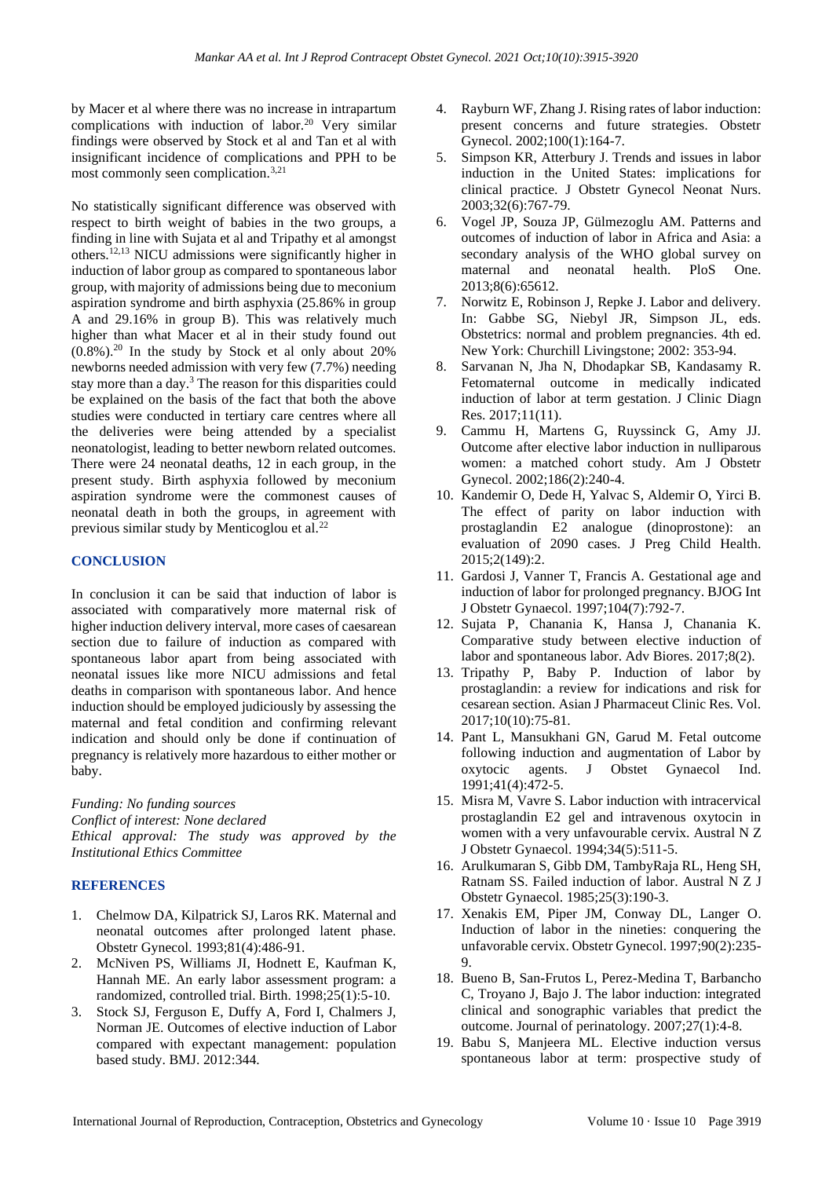by Macer et al where there was no increase in intrapartum complications with induction of labor.[20] Very similar findings were observed by Stock et al and Tan et al with insignificant incidence of complications and PPH to be most commonly seen complication.[3,21]

No statistically significant difference was observed with respect to birth weight of babies in the two groups, a finding in line with Sujata et al and Tripathy et al amongst others.[12,13] NICU admissions were significantly higher in induction of labor group as compared to spontaneous labor group, with majority of admissions being due to meconium aspiration syndrome and birth asphyxia (25.86% in group A and 29.16% in group B). This was relatively much higher than what Macer et al in their study found out (0.8%).[20] In the study by Stock et al only about 20% newborns needed admission with very few (7.7%) needing stay more than a day.[3] The reason for this disparities could be explained on the basis of the fact that both the above studies were conducted in tertiary care centres where all the deliveries were being attended by a specialist neonatologist, leading to better newborn related outcomes. There were 24 neonatal deaths, 12 in each group, in the present study. Birth asphyxia followed by meconium aspiration syndrome were the commonest causes of neonatal death in both the groups, in agreement with previous similar study by Menticoglou et al.[22]

## CONCLUSION

In conclusion it can be said that induction of labor is associated with comparatively more maternal risk of higher induction delivery interval, more cases of caesarean section due to failure of induction as compared with spontaneous labor apart from being associated with neonatal issues like more NICU admissions and fetal deaths in comparison with spontaneous labor. And hence induction should be employed judiciously by assessing the maternal and fetal condition and confirming relevant indication and should only be done if continuation of pregnancy is relatively more hazardous to either mother or baby.

*Funding: No funding sources*
*Conflict of interest: None declared*
*Ethical approval: The study was approved by the Institutional Ethics Committee*

## REFERENCES

1. Chelmow DA, Kilpatrick SJ, Laros RK. Maternal and neonatal outcomes after prolonged latent phase. Obstetr Gynecol. 1993;81(4):486-91.
2. McNiven PS, Williams JI, Hodnett E, Kaufman K, Hannah ME. An early labor assessment program: a randomized, controlled trial. Birth. 1998;25(1):5-10.
3. Stock SJ, Ferguson E, Duffy A, Ford I, Chalmers J, Norman JE. Outcomes of elective induction of Labor compared with expectant management: population based study. BMJ. 2012:344.
4. Rayburn WF, Zhang J. Rising rates of labor induction: present concerns and future strategies. Obstetr Gynecol. 2002;100(1):164-7.
5. Simpson KR, Atterbury J. Trends and issues in labor induction in the United States: implications for clinical practice. J Obstetr Gynecol Neonat Nurs. 2003;32(6):767-79.
6. Vogel JP, Souza JP, Gülmezoglu AM. Patterns and outcomes of induction of labor in Africa and Asia: a secondary analysis of the WHO global survey on maternal and neonatal health. PloS One. 2013;8(6):65612.
7. Norwitz E, Robinson J, Repke J. Labor and delivery. In: Gabbe SG, Niebyl JR, Simpson JL, eds. Obstetrics: normal and problem pregnancies. 4th ed. New York: Churchill Livingstone; 2002: 353-94.
8. Sarvanan N, Jha N, Dhodapkar SB, Kandasamy R. Fetomaternal outcome in medically indicated induction of labor at term gestation. J Clinic Diagn Res. 2017;11(11).
9. Cammu H, Martens G, Ruyssinck G, Amy JJ. Outcome after elective labor induction in nulliparous women: a matched cohort study. Am J Obstetr Gynecol. 2002;186(2):240-4.
10. Kandemir O, Dede H, Yalvac S, Aldemir O, Yirci B. The effect of parity on labor induction with prostaglandin E2 analogue (dinoprostone): an evaluation of 2090 cases. J Preg Child Health. 2015;2(149):2.
11. Gardosi J, Vanner T, Francis A. Gestational age and induction of labor for prolonged pregnancy. BJOG Int J Obstetr Gynaecol. 1997;104(7):792-7.
12. Sujata P, Chanania K, Hansa J, Chanania K. Comparative study between elective induction of labor and spontaneous labor. Adv Biores. 2017;8(2).
13. Tripathy P, Baby P. Induction of labor by prostaglandin: a review for indications and risk for cesarean section. Asian J Pharmaceut Clinic Res. Vol. 2017;10(10):75-81.
14. Pant L, Mansukhani GN, Garud M. Fetal outcome following induction and augmentation of Labor by oxytocic agents. J Obstet Gynaecol Ind. 1991;41(4):472-5.
15. Misra M, Vavre S. Labor induction with intracervical prostaglandin E2 gel and intravenous oxytocin in women with a very unfavourable cervix. Austral N Z J Obstetr Gynaecol. 1994;34(5):511-5.
16. Arulkumaran S, Gibb DM, TambyRaja RL, Heng SH, Ratnam SS. Failed induction of labor. Austral N Z J Obstetr Gynaecol. 1985;25(3):190-3.
17. Xenakis EM, Piper JM, Conway DL, Langer O. Induction of labor in the nineties: conquering the unfavorable cervix. Obstetr Gynecol. 1997;90(2):235-9.
18. Bueno B, San-Frutos L, Perez-Medina T, Barbancho C, Troyano J, Bajo J. The labor induction: integrated clinical and sonographic variables that predict the outcome. Journal of perinatology. 2007;27(1):4-8.
19. Babu S, Manjeera ML. Elective induction versus spontaneous labor at term: prospective study of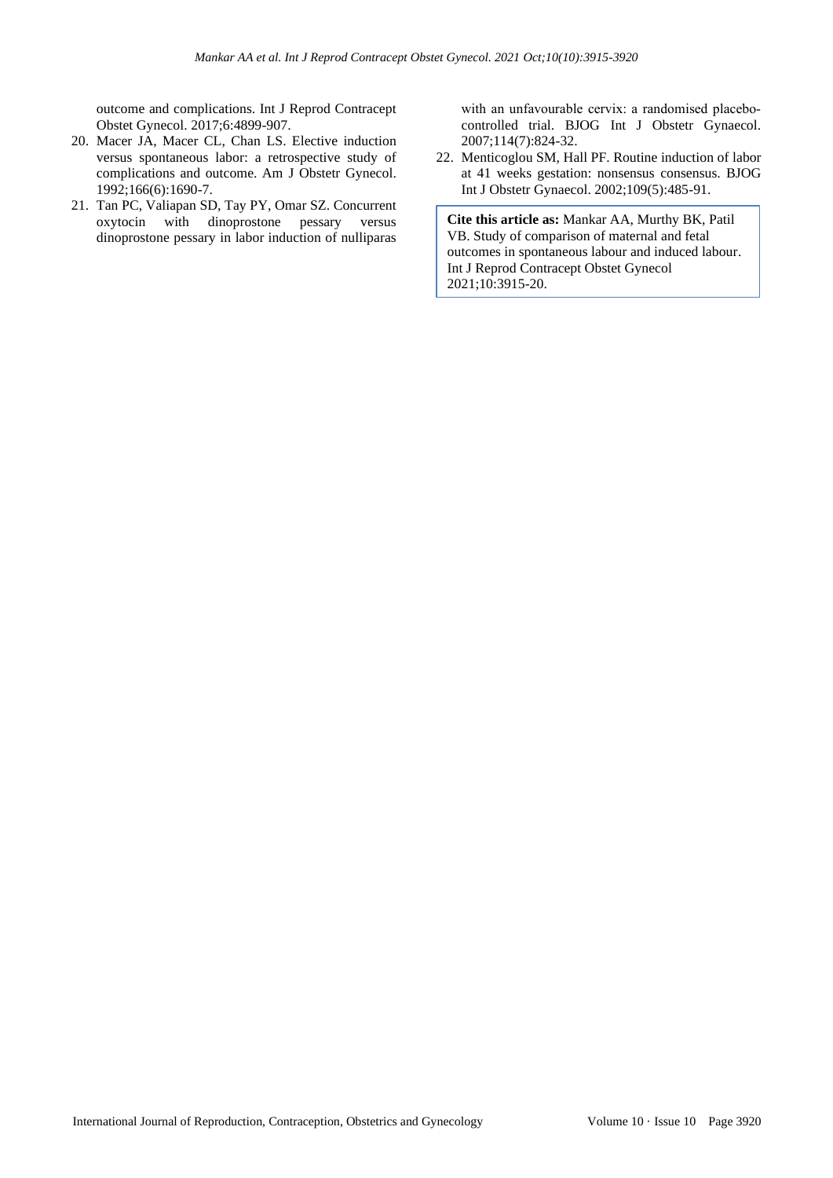outcome and complications. Int J Reprod Contracept Obstet Gynecol. 2017;6:4899-907.

20. Macer JA, Macer CL, Chan LS. Elective induction versus spontaneous labor: a retrospective study of complications and outcome. Am J Obstetr Gynecol. 1992;166(6):1690-7.
21. Tan PC, Valiapan SD, Tay PY, Omar SZ. Concurrent oxytocin with dinoprostone pessary versus dinoprostone pessary in labor induction of nulliparas with an unfavourable cervix: a randomised placebo-controlled trial. BJOG Int J Obstetr Gynaecol. 2007;114(7):824-32.
22. Menticoglou SM, Hall PF. Routine induction of labor at 41 weeks gestation: nonsensus consensus. BJOG Int J Obstetr Gynaecol. 2002;109(5):485-91.

**Cite this article as:** Mankar AA, Murthy BK, Patil VB. Study of comparison of maternal and fetal outcomes in spontaneous labour and induced labour. Int J Reprod Contracept Obstet Gynecol 2021;10:3915-20.